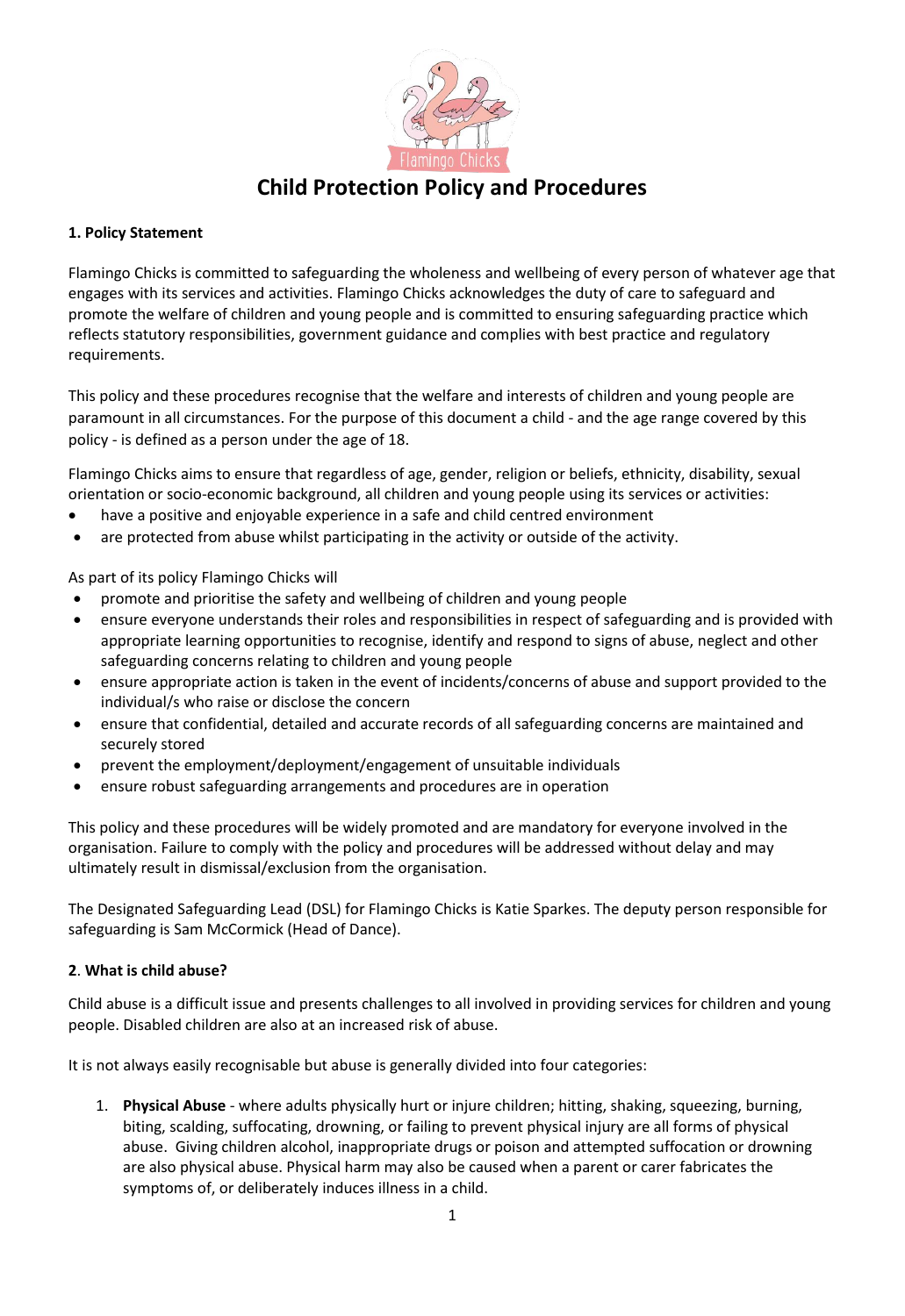# Child Protection Policy and Procedures

### 1. Policy Statement

Flamingo Chicks is committed to safeguarding the wholeness and wellbeing of every person of whatever age that engages with its services and activities. Flamingo Chicks acknowledges the duty of care to safeguard and promote the welfare of children and young people and is committed to ensuring safeguarding practice which reflects statutory responsibilities, government guidance and complies with best practice and regulatory requirements.

This policy and these procedures recognise that the welfare and interests of children and young people are paramount in all circumstances. For the purpose of this document a child - and the age range covered by this policy - is defined as a person under the age of 18.

Flamingo Chicks aims to ensure that regardless of age, gender, religion or beliefs, ethnicity, disability, sexual orientation or socio-economic background, all children and young people using its services or activities:

- have a positive and enjoyable experience in a safe and child centred environment
- are protected from abuse whilst participating in the activity or outside of the activity.

As part of its policy Flamingo Chicks will

- promote and prioritise the safety and wellbeing of children and young people
- ensure everyone understands their roles and responsibilities in respect of safeguarding and is provided with appropriate learning opportunities to recognise, identify and respond to signs of abuse, neglect and other safeguarding concerns relating to children and young people
- ensure appropriate action is taken in the event of incidents/concerns of abuse and support provided to the individual/s who raise or disclose the concern
- ensure that confidential, detailed and accurate records of all safeguarding concerns are maintained and securely stored
- prevent the employment/deployment/engagement of unsuitable individuals
- ensure robust safeguarding arrangements and procedures are in operation

This policy and these procedures will be widely promoted and are mandatory for everyone involved in the organisation. Failure to comply with the policy and procedures will be addressed without delay and may ultimately result in dismissal/exclusion from the organisation.

The Designated Safeguarding Lead (DSL) for Flamingo Chicks is Katie Sparkes. The deputy person responsible for safeguarding is Sam McCormick (Head of Dance).

### 2. What is child abuse?

Child abuse is a difficult issue and presents challenges to all involved in providing services for children and young people. Disabled children are also at an increased risk of abuse.

It is not always easily recognisable but abuse is generally divided into four categories:

1. **Physical Abuse** - where adults physically hurt or injure children; hitting, shaking, squeezing, burning, biting, scalding, suffocating, drowning, or failing to prevent physical injury are all forms of physical abuse. Giving children alcohol, inappropriate drugs or poison and attempted suffocation or drowning are also physical abuse. Physical harm may also be caused when a parent or carer fabricates the symptoms of, or deliberately induces illness in a child.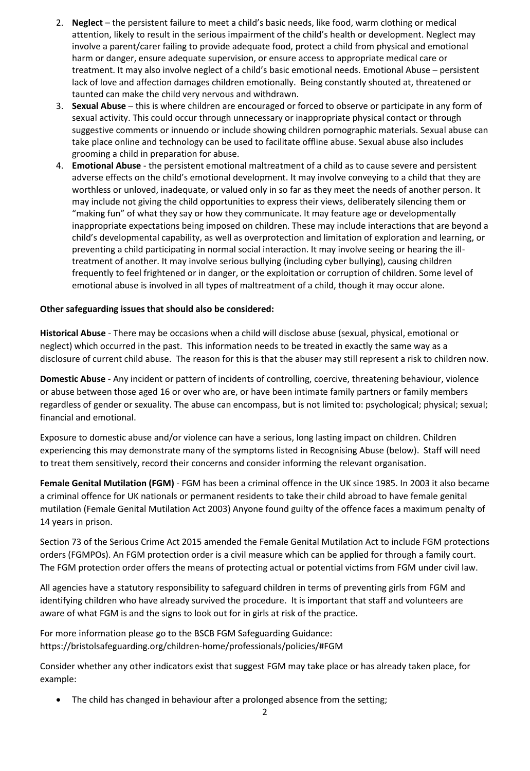2. **Neglect** – the persistent failure to meet a child's basic needs, like food, warm clothing or medical attention, likely to result in the serious impairment of the child's health or development. Neglect may involve a parent/carer failing to provide adequate food, protect a child from physical and emotional harm or danger, ensure adequate supervision, or ensure access to appropriate medical care or treatment. It may also involve neglect of a child's basic emotional needs. Emotional Abuse – persistent lack of love and affection damages children emotionally. Being constantly shouted at, threatened or taunted can make the child very nervous and withdrawn.
3. **Sexual Abuse** – this is where children are encouraged or forced to observe or participate in any form of sexual activity. This could occur through unnecessary or inappropriate physical contact or through suggestive comments or innuendo or include showing children pornographic materials. Sexual abuse can take place online and technology can be used to facilitate offline abuse. Sexual abuse also includes grooming a child in preparation for abuse.
4. **Emotional Abuse** - the persistent emotional maltreatment of a child as to cause severe and persistent adverse effects on the child's emotional development. It may involve conveying to a child that they are worthless or unloved, inadequate, or valued only in so far as they meet the needs of another person. It may include not giving the child opportunities to express their views, deliberately silencing them or "making fun" of what they say or how they communicate. It may feature age or developmentally inappropriate expectations being imposed on children. These may include interactions that are beyond a child's developmental capability, as well as overprotection and limitation of exploration and learning, or preventing a child participating in normal social interaction. It may involve seeing or hearing the ill-treatment of another. It may involve serious bullying (including cyber bullying), causing children frequently to feel frightened or in danger, or the exploitation or corruption of children. Some level of emotional abuse is involved in all types of maltreatment of a child, though it may occur alone.

**Other safeguarding issues that should also be considered:**

**Historical Abuse** - There may be occasions when a child will disclose abuse (sexual, physical, emotional or neglect) which occurred in the past. This information needs to be treated in exactly the same way as a disclosure of current child abuse. The reason for this is that the abuser may still represent a risk to children now.

**Domestic Abuse** - Any incident or pattern of incidents of controlling, coercive, threatening behaviour, violence or abuse between those aged 16 or over who are, or have been intimate family partners or family members regardless of gender or sexuality. The abuse can encompass, but is not limited to: psychological; physical; sexual; financial and emotional.

Exposure to domestic abuse and/or violence can have a serious, long lasting impact on children. Children experiencing this may demonstrate many of the symptoms listed in Recognising Abuse (below). Staff will need to treat them sensitively, record their concerns and consider informing the relevant organisation.

**Female Genital Mutilation (FGM)** - FGM has been a criminal offence in the UK since 1985. In 2003 it also became a criminal offence for UK nationals or permanent residents to take their child abroad to have female genital mutilation (Female Genital Mutilation Act 2003) Anyone found guilty of the offence faces a maximum penalty of 14 years in prison.

Section 73 of the Serious Crime Act 2015 amended the Female Genital Mutilation Act to include FGM protections orders (FGMPOs). An FGM protection order is a civil measure which can be applied for through a family court. The FGM protection order offers the means of protecting actual or potential victims from FGM under civil law.

All agencies have a statutory responsibility to safeguard children in terms of preventing girls from FGM and identifying children who have already survived the procedure. It is important that staff and volunteers are aware of what FGM is and the signs to look out for in girls at risk of the practice.

For more information please go to the BSCB FGM Safeguarding Guidance:
https://bristolsafeguarding.org/children-home/professionals/policies/#FGM

Consider whether any other indicators exist that suggest FGM may take place or has already taken place, for example:

- The child has changed in behaviour after a prolonged absence from the setting;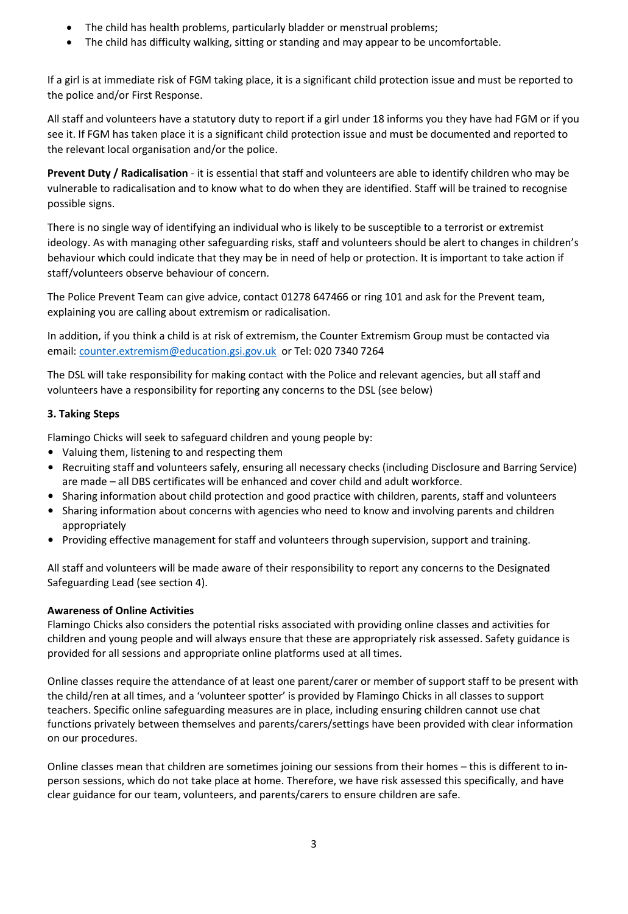- The child has health problems, particularly bladder or menstrual problems;
- The child has difficulty walking, sitting or standing and may appear to be uncomfortable.

If a girl is at immediate risk of FGM taking place, it is a significant child protection issue and must be reported to the police and/or First Response.

All staff and volunteers have a statutory duty to report if a girl under 18 informs you they have had FGM or if you see it. If FGM has taken place it is a significant child protection issue and must be documented and reported to the relevant local organisation and/or the police.

**Prevent Duty / Radicalisation** - it is essential that staff and volunteers are able to identify children who may be vulnerable to radicalisation and to know what to do when they are identified. Staff will be trained to recognise possible signs.

There is no single way of identifying an individual who is likely to be susceptible to a terrorist or extremist ideology. As with managing other safeguarding risks, staff and volunteers should be alert to changes in children's behaviour which could indicate that they may be in need of help or protection. It is important to take action if staff/volunteers observe behaviour of concern.

The Police Prevent Team can give advice, contact 01278 647466 or ring 101 and ask for the Prevent team, explaining you are calling about extremism or radicalisation.

In addition, if you think a child is at risk of extremism, the Counter Extremism Group must be contacted via email: [counter.extremism@education.gsi.gov.uk](mailto:counter.extremism@education.gsi.gov.uk) or Tel: 020 7340 7264

The DSL will take responsibility for making contact with the Police and relevant agencies, but all staff and volunteers have a responsibility for reporting any concerns to the DSL (see below)

### 3. Taking Steps

Flamingo Chicks will seek to safeguard children and young people by:

- Valuing them, listening to and respecting them
- Recruiting staff and volunteers safely, ensuring all necessary checks (including Disclosure and Barring Service) are made – all DBS certificates will be enhanced and cover child and adult workforce.
- Sharing information about child protection and good practice with children, parents, staff and volunteers
- Sharing information about concerns with agencies who need to know and involving parents and children appropriately
- Providing effective management for staff and volunteers through supervision, support and training.

All staff and volunteers will be made aware of their responsibility to report any concerns to the Designated Safeguarding Lead (see section 4).

**Awareness of Online Activities**

Flamingo Chicks also considers the potential risks associated with providing online classes and activities for children and young people and will always ensure that these are appropriately risk assessed. Safety guidance is provided for all sessions and appropriate online platforms used at all times.

Online classes require the attendance of at least one parent/carer or member of support staff to be present with the child/ren at all times, and a 'volunteer spotter' is provided by Flamingo Chicks in all classes to support teachers. Specific online safeguarding measures are in place, including ensuring children cannot use chat functions privately between themselves and parents/carers/settings have been provided with clear information on our procedures.

Online classes mean that children are sometimes joining our sessions from their homes – this is different to in-person sessions, which do not take place at home. Therefore, we have risk assessed this specifically, and have clear guidance for our team, volunteers, and parents/carers to ensure children are safe.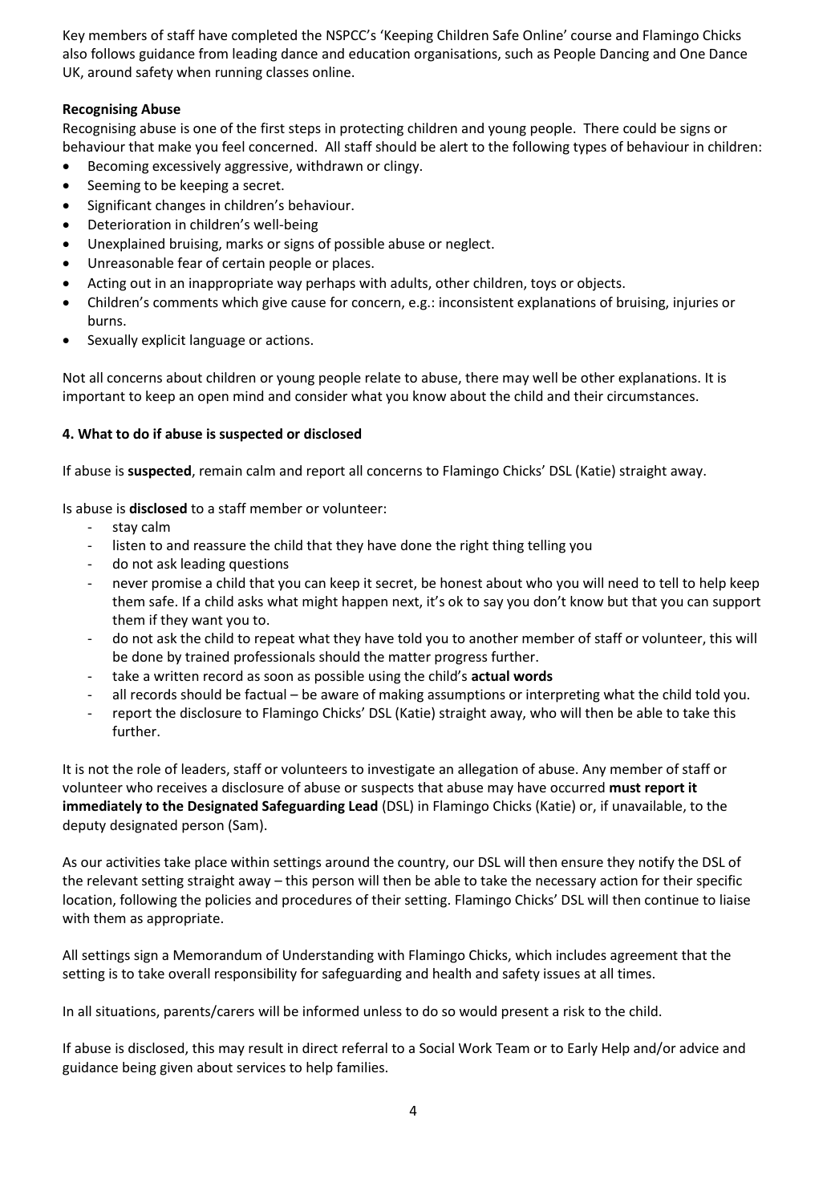Key members of staff have completed the NSPCC's 'Keeping Children Safe Online' course and Flamingo Chicks also follows guidance from leading dance and education organisations, such as People Dancing and One Dance UK, around safety when running classes online.

**Recognising Abuse**

Recognising abuse is one of the first steps in protecting children and young people. There could be signs or behaviour that make you feel concerned. All staff should be alert to the following types of behaviour in children:

- Becoming excessively aggressive, withdrawn or clingy.
- Seeming to be keeping a secret.
- Significant changes in children's behaviour.
- Deterioration in children's well-being
- Unexplained bruising, marks or signs of possible abuse or neglect.
- Unreasonable fear of certain people or places.
- Acting out in an inappropriate way perhaps with adults, other children, toys or objects.
- Children's comments which give cause for concern, e.g.: inconsistent explanations of bruising, injuries or burns.
- Sexually explicit language or actions.

Not all concerns about children or young people relate to abuse, there may well be other explanations. It is important to keep an open mind and consider what you know about the child and their circumstances.

**4. What to do if abuse is suspected or disclosed**

If abuse is **suspected**, remain calm and report all concerns to Flamingo Chicks' DSL (Katie) straight away.

Is abuse is **disclosed** to a staff member or volunteer:

- stay calm
- listen to and reassure the child that they have done the right thing telling you
- do not ask leading questions
- never promise a child that you can keep it secret, be honest about who you will need to tell to help keep them safe. If a child asks what might happen next, it's ok to say you don't know but that you can support them if they want you to.
- do not ask the child to repeat what they have told you to another member of staff or volunteer, this will be done by trained professionals should the matter progress further.
- take a written record as soon as possible using the child's **actual words**
- all records should be factual – be aware of making assumptions or interpreting what the child told you.
- report the disclosure to Flamingo Chicks' DSL (Katie) straight away, who will then be able to take this further.

It is not the role of leaders, staff or volunteers to investigate an allegation of abuse. Any member of staff or volunteer who receives a disclosure of abuse or suspects that abuse may have occurred **must report it immediately to the Designated Safeguarding Lead** (DSL) in Flamingo Chicks (Katie) or, if unavailable, to the deputy designated person (Sam).

As our activities take place within settings around the country, our DSL will then ensure they notify the DSL of the relevant setting straight away – this person will then be able to take the necessary action for their specific location, following the policies and procedures of their setting. Flamingo Chicks' DSL will then continue to liaise with them as appropriate.

All settings sign a Memorandum of Understanding with Flamingo Chicks, which includes agreement that the setting is to take overall responsibility for safeguarding and health and safety issues at all times.

In all situations, parents/carers will be informed unless to do so would present a risk to the child.

If abuse is disclosed, this may result in direct referral to a Social Work Team or to Early Help and/or advice and guidance being given about services to help families.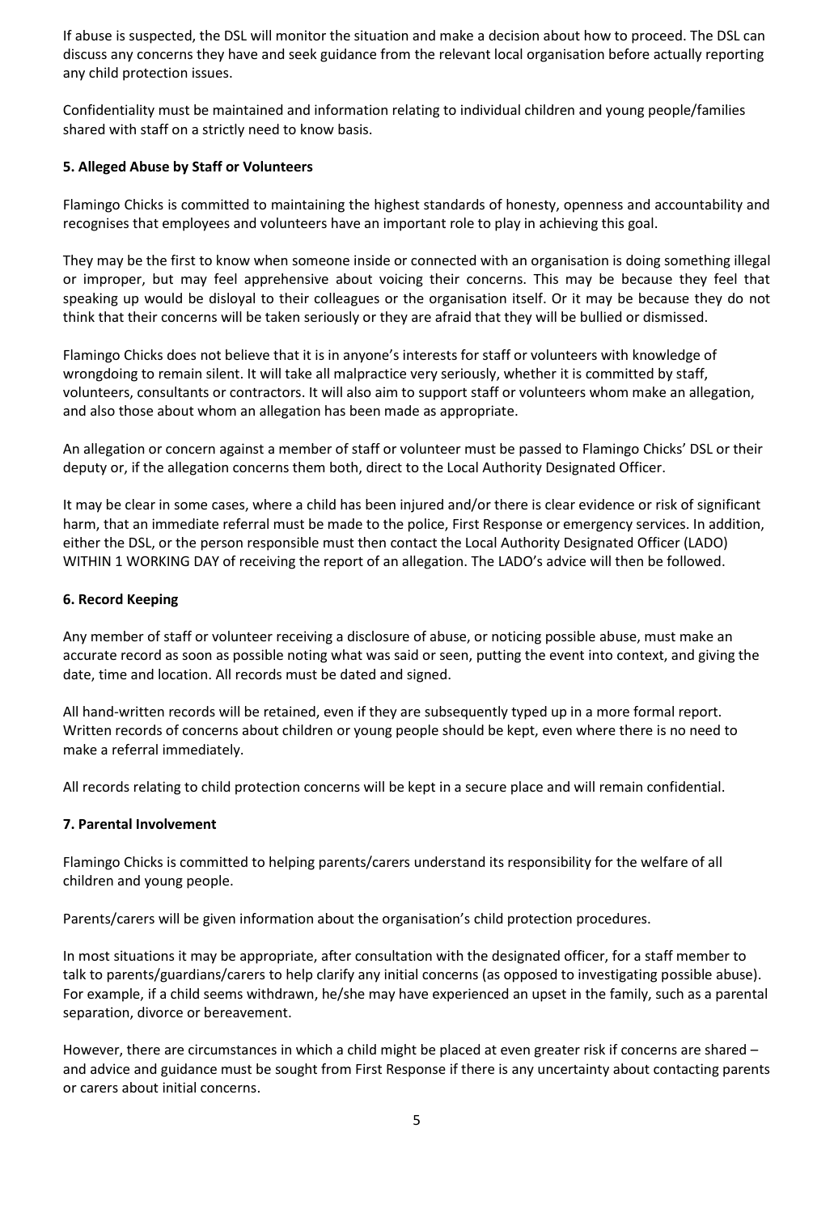If abuse is suspected, the DSL will monitor the situation and make a decision about how to proceed. The DSL can discuss any concerns they have and seek guidance from the relevant local organisation before actually reporting any child protection issues.

Confidentiality must be maintained and information relating to individual children and young people/families shared with staff on a strictly need to know basis.

### 5. Alleged Abuse by Staff or Volunteers

Flamingo Chicks is committed to maintaining the highest standards of honesty, openness and accountability and recognises that employees and volunteers have an important role to play in achieving this goal.

They may be the first to know when someone inside or connected with an organisation is doing something illegal or improper, but may feel apprehensive about voicing their concerns. This may be because they feel that speaking up would be disloyal to their colleagues or the organisation itself. Or it may be because they do not think that their concerns will be taken seriously or they are afraid that they will be bullied or dismissed.

Flamingo Chicks does not believe that it is in anyone's interests for staff or volunteers with knowledge of wrongdoing to remain silent. It will take all malpractice very seriously, whether it is committed by staff, volunteers, consultants or contractors. It will also aim to support staff or volunteers whom make an allegation, and also those about whom an allegation has been made as appropriate.

An allegation or concern against a member of staff or volunteer must be passed to Flamingo Chicks' DSL or their deputy or, if the allegation concerns them both, direct to the Local Authority Designated Officer.

It may be clear in some cases, where a child has been injured and/or there is clear evidence or risk of significant harm, that an immediate referral must be made to the police, First Response or emergency services. In addition, either the DSL, or the person responsible must then contact the Local Authority Designated Officer (LADO) WITHIN 1 WORKING DAY of receiving the report of an allegation. The LADO's advice will then be followed.

### 6. Record Keeping

Any member of staff or volunteer receiving a disclosure of abuse, or noticing possible abuse, must make an accurate record as soon as possible noting what was said or seen, putting the event into context, and giving the date, time and location. All records must be dated and signed.

All hand-written records will be retained, even if they are subsequently typed up in a more formal report. Written records of concerns about children or young people should be kept, even where there is no need to make a referral immediately.

All records relating to child protection concerns will be kept in a secure place and will remain confidential.

### 7. Parental Involvement

Flamingo Chicks is committed to helping parents/carers understand its responsibility for the welfare of all children and young people.

Parents/carers will be given information about the organisation's child protection procedures.

In most situations it may be appropriate, after consultation with the designated officer, for a staff member to talk to parents/guardians/carers to help clarify any initial concerns (as opposed to investigating possible abuse). For example, if a child seems withdrawn, he/she may have experienced an upset in the family, such as a parental separation, divorce or bereavement.

However, there are circumstances in which a child might be placed at even greater risk if concerns are shared – and advice and guidance must be sought from First Response if there is any uncertainty about contacting parents or carers about initial concerns.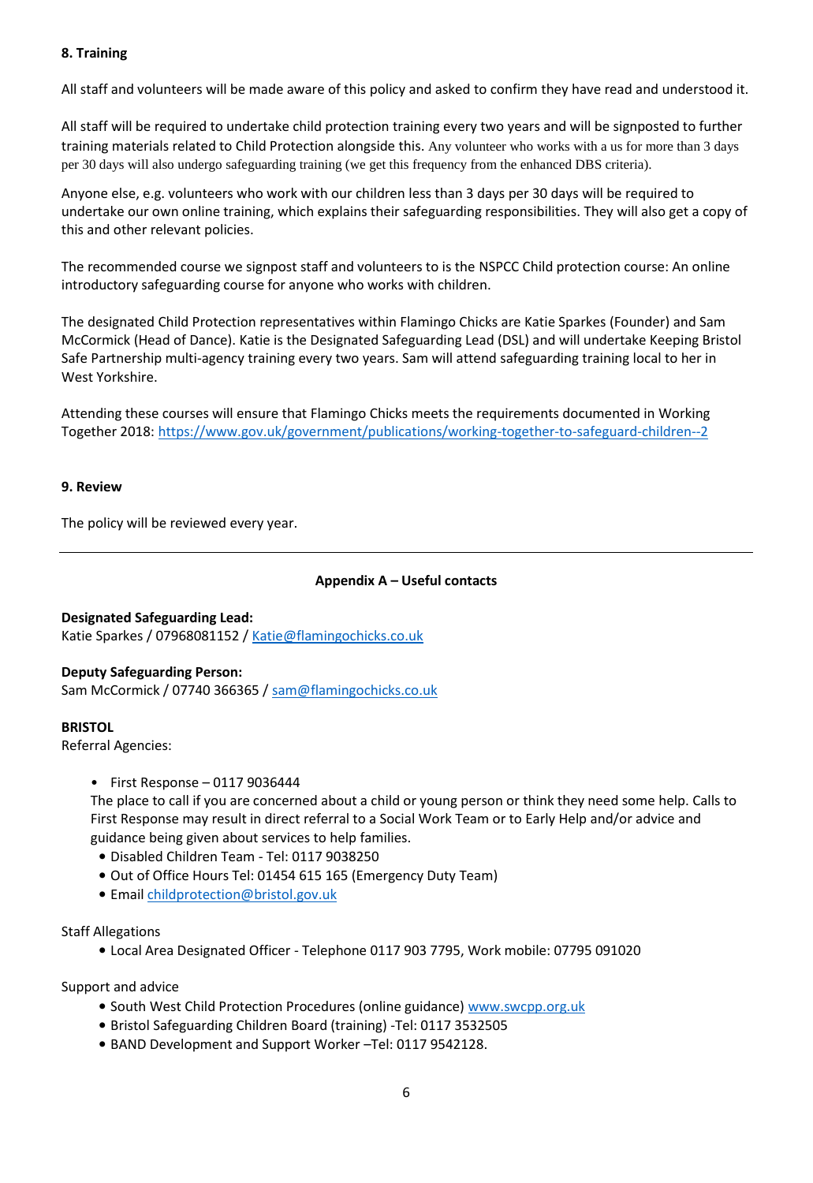**8. Training**

All staff and volunteers will be made aware of this policy and asked to confirm they have read and understood it.

All staff will be required to undertake child protection training every two years and will be signposted to further training materials related to Child Protection alongside this. Any volunteer who works with a us for more than 3 days per 30 days will also undergo safeguarding training (we get this frequency from the enhanced DBS criteria).

Anyone else, e.g. volunteers who work with our children less than 3 days per 30 days will be required to undertake our own online training, which explains their safeguarding responsibilities. They will also get a copy of this and other relevant policies.

The recommended course we signpost staff and volunteers to is the NSPCC Child protection course: An online introductory safeguarding course for anyone who works with children.

The designated Child Protection representatives within Flamingo Chicks are Katie Sparkes (Founder) and Sam McCormick (Head of Dance). Katie is the Designated Safeguarding Lead (DSL) and will undertake Keeping Bristol Safe Partnership multi-agency training every two years. Sam will attend safeguarding training local to her in West Yorkshire.

Attending these courses will ensure that Flamingo Chicks meets the requirements documented in Working Together 2018: https://www.gov.uk/government/publications/working-together-to-safeguard-children--2

**9. Review**

The policy will be reviewed every year.

---

**Appendix A – Useful contacts**

**Designated Safeguarding Lead:**
Katie Sparkes / 07968081152 / Katie@flamingochicks.co.uk

**Deputy Safeguarding Person:**
Sam McCormick / 07740 366365 / sam@flamingochicks.co.uk

**BRISTOL**
Referral Agencies:

- First Response – 0117 9036444
  The place to call if you are concerned about a child or young person or think they need some help. Calls to First Response may result in direct referral to a Social Work Team or to Early Help and/or advice and guidance being given about services to help families.
- Disabled Children Team - Tel: 0117 9038250
- Out of Office Hours Tel: 01454 615 165 (Emergency Duty Team)
- Email childprotection@bristol.gov.uk

Staff Allegations

- Local Area Designated Officer - Telephone 0117 903 7795, Work mobile: 07795 091020

Support and advice

- South West Child Protection Procedures (online guidance) www.swcpp.org.uk
- Bristol Safeguarding Children Board (training) -Tel: 0117 3532505
- BAND Development and Support Worker –Tel: 0117 9542128.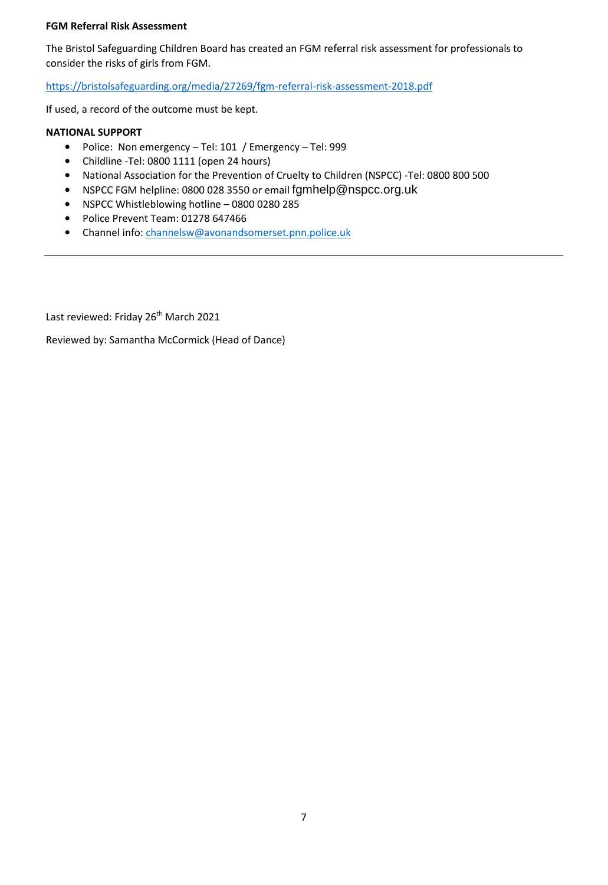**FGM Referral Risk Assessment**

The Bristol Safeguarding Children Board has created an FGM referral risk assessment for professionals to consider the risks of girls from FGM.

https://bristolsafeguarding.org/media/27269/fgm-referral-risk-assessment-2018.pdf

If used, a record of the outcome must be kept.

**NATIONAL SUPPORT**

- Police: Non emergency – Tel: 101 / Emergency – Tel: 999
- Childline -Tel: 0800 1111 (open 24 hours)
- National Association for the Prevention of Cruelty to Children (NSPCC) -Tel: 0800 800 500
- NSPCC FGM helpline: 0800 028 3550 or email fgmhelp@nspcc.org.uk
- NSPCC Whistleblowing hotline – 0800 0280 285
- Police Prevent Team: 01278 647466
- Channel info: channelsw@avonandsomerset.pnn.police.uk

---

Last reviewed: Friday 26th March 2021

Reviewed by: Samantha McCormick (Head of Dance)